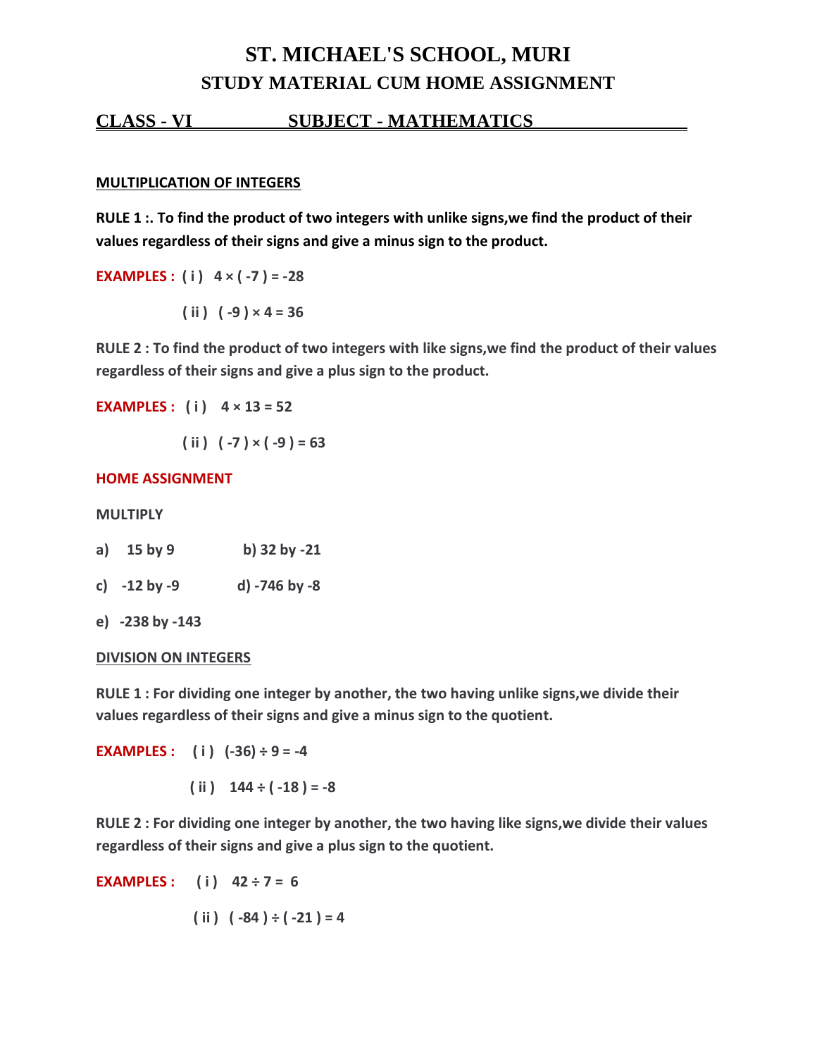# ST. MICHAEL'S SCHOOL, MURI

## STUDY MATERIAL CUM HOME ASSIGNMENT

**CLASS - VI SUBJECT - MATHEMATICS**

**MULTIPLICATION OF INTEGERS**

**RULE 1 :. To find the product of two integers with unlike signs,we find the product of their values regardless of their signs and give a minus sign to the product.**

**EXAMPLES :** ( i ) $4 \times (-7) = -28$

( ii ) $(-9) \times 4 = 36$

**RULE 2 : To find the product of two integers with like signs,we find the product of their values regardless of their signs and give a plus sign to the product.**

**EXAMPLES :** ( i ) $4 \times 13 = 52$

( ii ) $(-7) \times (-9) = 63$

**HOME ASSIGNMENT**

**MULTIPLY**

a) 15 by 9 b) 32 by -21

c) -12 by -9 d) -746 by -8

e) -238 by -143

**DIVISION ON INTEGERS**

**RULE 1 : For dividing one integer by another, the two having unlike signs,we divide their values regardless of their signs and give a minus sign to the quotient.**

**EXAMPLES :** ( i ) $(-36) \div 9 = -4$

( ii ) $144 \div (-18) = -8$

**RULE 2 : For dividing one integer by another, the two having like signs,we divide their values regardless of their signs and give a plus sign to the quotient.**

**EXAMPLES :** ( i ) $42 \div 7 = 6$

( ii ) $(-84) \div (-21) = 4$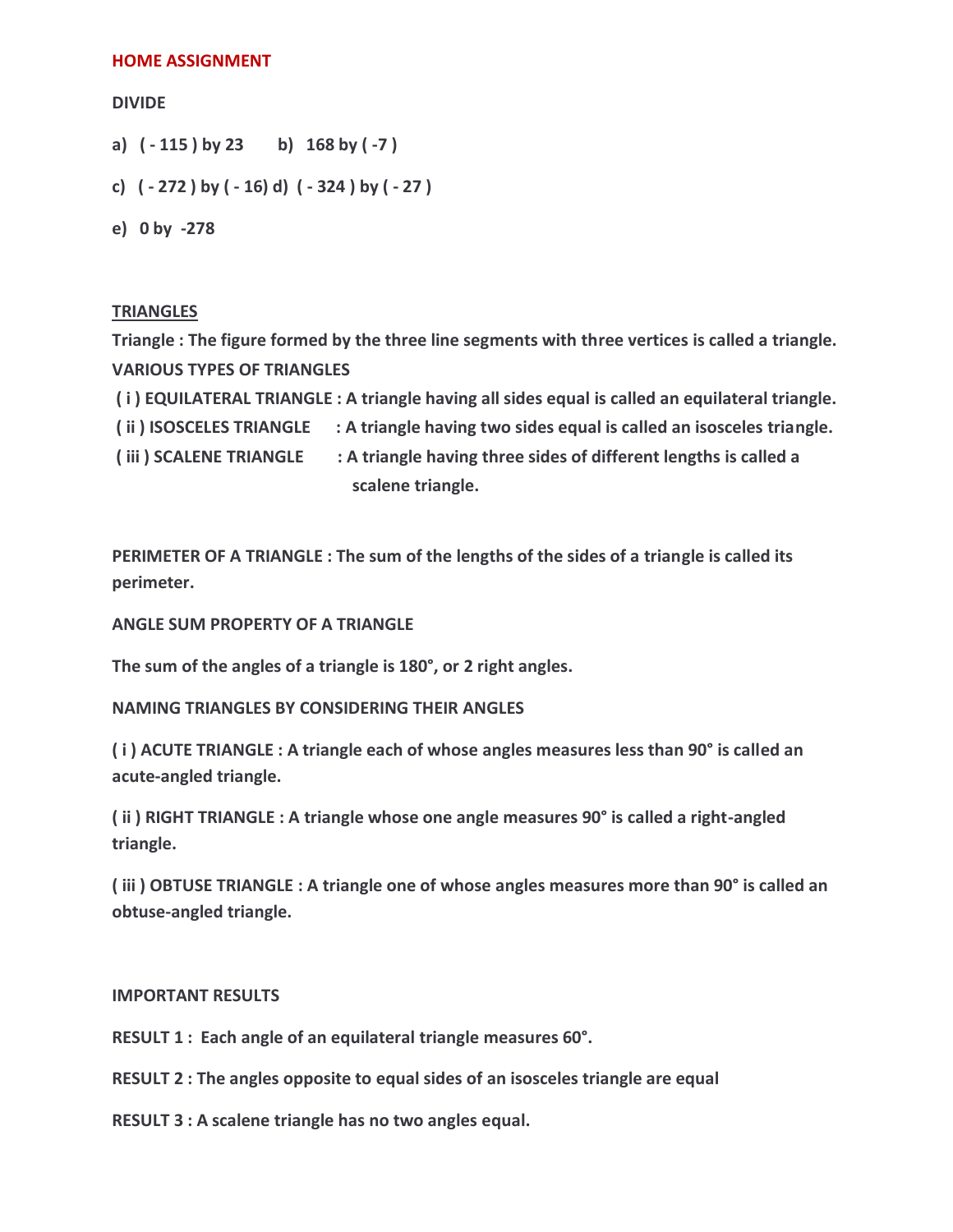## HOME ASSIGNMENT

**DIVIDE**

**a) ( - 115 ) by 23 b) 168 by ( -7 )**

**c) ( - 272 ) by ( - 16) d) ( - 324 ) by ( - 27 )**

**e) 0 by -278**

## TRIANGLES

**Triangle : The figure formed by the three line segments with three vertices is called a triangle.**

**VARIOUS TYPES OF TRIANGLES**

**( i ) EQUILATERAL TRIANGLE : A triangle having all sides equal is called an equilateral triangle.**

**( ii ) ISOSCELES TRIANGLE : A triangle having two sides equal is called an isosceles triangle.**

**( iii ) SCALENE TRIANGLE : A triangle having three sides of different lengths is called a scalene triangle.**

**PERIMETER OF A TRIANGLE : The sum of the lengths of the sides of a triangle is called its perimeter.**

**ANGLE SUM PROPERTY OF A TRIANGLE**

**The sum of the angles of a triangle is 180°, or 2 right angles.**

**NAMING TRIANGLES BY CONSIDERING THEIR ANGLES**

**( i ) ACUTE TRIANGLE : A triangle each of whose angles measures less than 90° is called an acute-angled triangle.**

**( ii ) RIGHT TRIANGLE : A triangle whose one angle measures 90° is called a right-angled triangle.**

**( iii ) OBTUSE TRIANGLE : A triangle one of whose angles measures more than 90° is called an obtuse-angled triangle.**

**IMPORTANT RESULTS**

**RESULT 1 : Each angle of an equilateral triangle measures 60°.**

**RESULT 2 : The angles opposite to equal sides of an isosceles triangle are equal**

**RESULT 3 : A scalene triangle has no two angles equal.**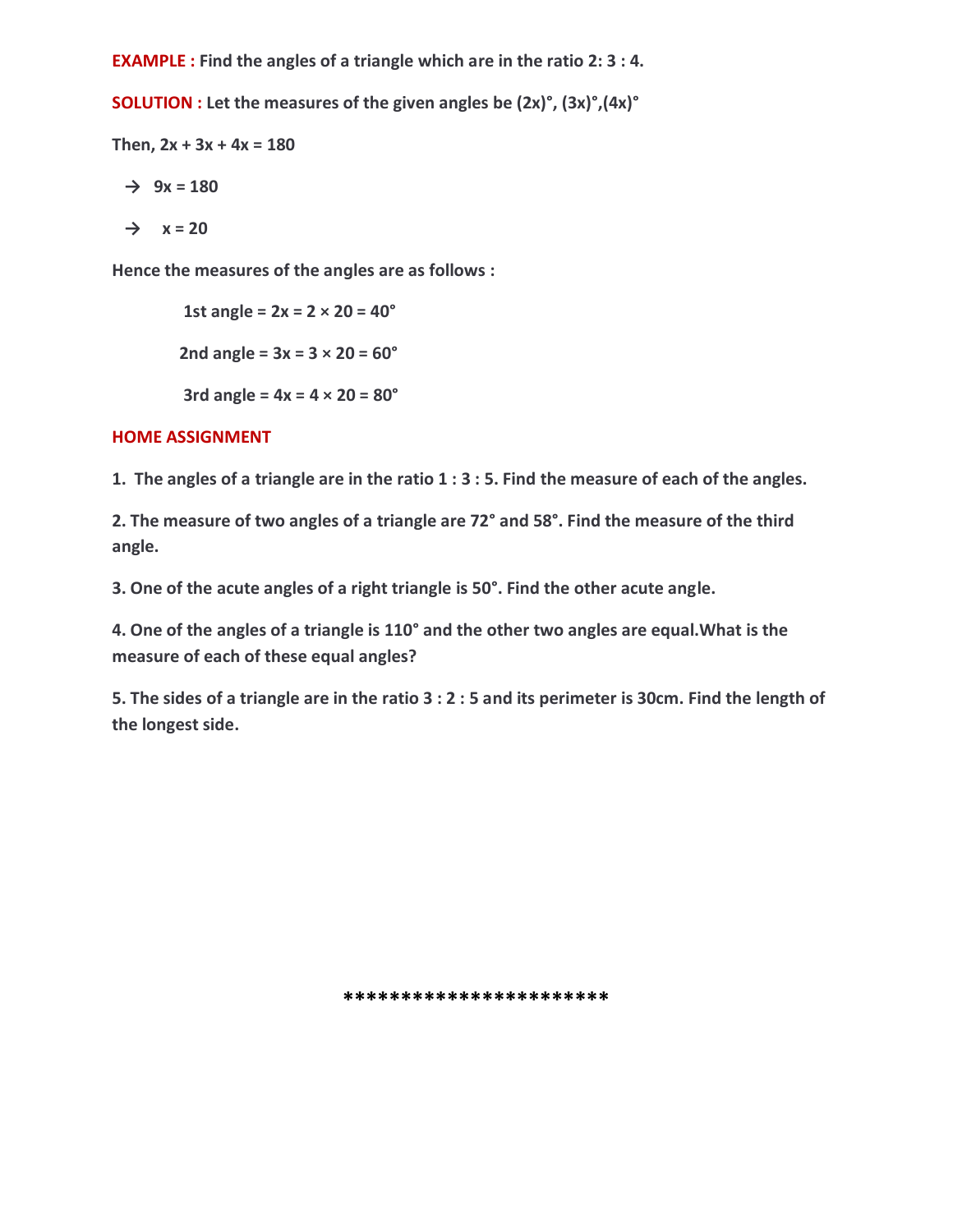**EXAMPLE :** **Find the angles of a triangle which are in the ratio 2: 3 : 4.**

**SOLUTION :** **Let the measures of the given angles be $(2x)°$, $(3x)°$,$(4x)°$**

**Then, $2x + 3x + 4x = 180$**

**→ $9x = 180$**

**→ $x = 20$**

**Hence the measures of the angles are as follows :**

**1st angle = $2x = 2 \times 20 = 40°$**

**2nd angle = $3x = 3 \times 20 = 60°$**

**3rd angle = $4x = 4 \times 20 = 80°$**

**HOME ASSIGNMENT**

**1. The angles of a triangle are in the ratio 1 : 3 : 5. Find the measure of each of the angles.**

**2. The measure of two angles of a triangle are 72° and 58°. Find the measure of the third angle.**

**3. One of the acute angles of a right triangle is 50°. Find the other acute angle.**

**4. One of the angles of a triangle is 110° and the other two angles are equal.What is the measure of each of these equal angles?**

**5. The sides of a triangle are in the ratio 3 : 2 : 5 and its perimeter is 30cm. Find the length of the longest side.**

***********************